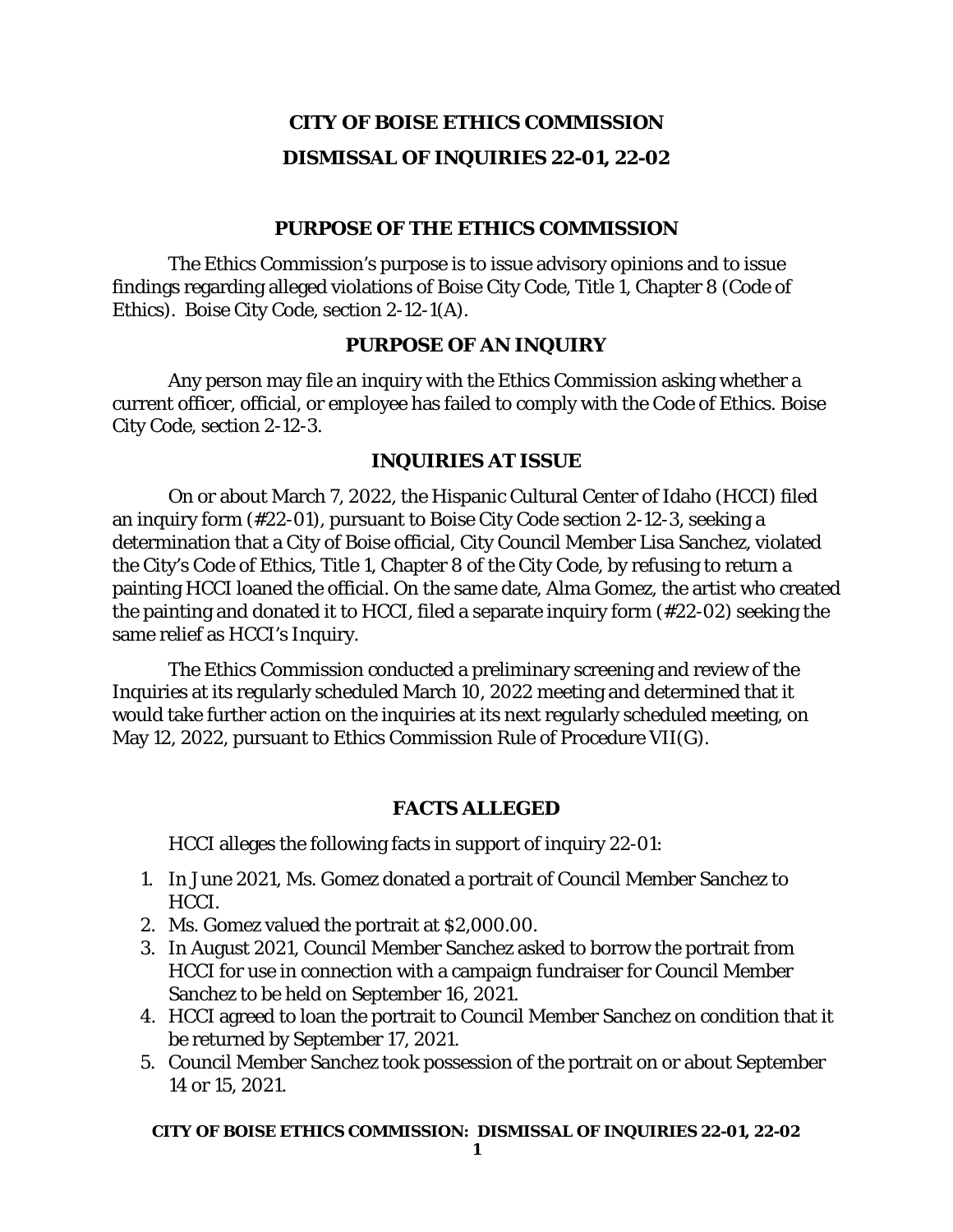# CITY OF BOISE ETHICS COMMISSION

# DISMISSAL OF INQUIRIES 22-01, 22-02

## PURPOSE OF THE ETHICS COMMISSION

The Ethics Commission's purpose is to issue advisory opinions and to issue findings regarding alleged violations of Boise City Code, Title 1, Chapter 8 (Code of Ethics). Boise City Code, section 2-12-1(A).

## PURPOSE OF AN INQUIRY

Any person may file an inquiry with the Ethics Commission asking whether a current officer, official, or employee has failed to comply with the Code of Ethics. Boise City Code, section 2-12-3.

## INQUIRIES AT ISSUE

On or about March 7, 2022, the Hispanic Cultural Center of Idaho (HCCI) filed an inquiry form (#22-01), pursuant to Boise City Code section 2-12-3, seeking a determination that a City of Boise official, City Council Member Lisa Sanchez, violated the City's Code of Ethics, Title 1, Chapter 8 of the City Code, by refusing to return a painting HCCI loaned the official. On the same date, Alma Gomez, the artist who created the painting and donated it to HCCI, filed a separate inquiry form (#22-02) seeking the same relief as HCCI's Inquiry.

The Ethics Commission conducted a preliminary screening and review of the Inquiries at its regularly scheduled March 10, 2022 meeting and determined that it would take further action on the inquiries at its next regularly scheduled meeting, on May 12, 2022, pursuant to Ethics Commission Rule of Procedure VII(G).

## FACTS ALLEGED

HCCI alleges the following facts in support of inquiry 22-01:

1. In June 2021, Ms. Gomez donated a portrait of Council Member Sanchez to HCCI.
2. Ms. Gomez valued the portrait at $2,000.00.
3. In August 2021, Council Member Sanchez asked to borrow the portrait from HCCI for use in connection with a campaign fundraiser for Council Member Sanchez to be held on September 16, 2021.
4. HCCI agreed to loan the portrait to Council Member Sanchez on condition that it be returned by September 17, 2021.
5. Council Member Sanchez took possession of the portrait on or about September 14 or 15, 2021.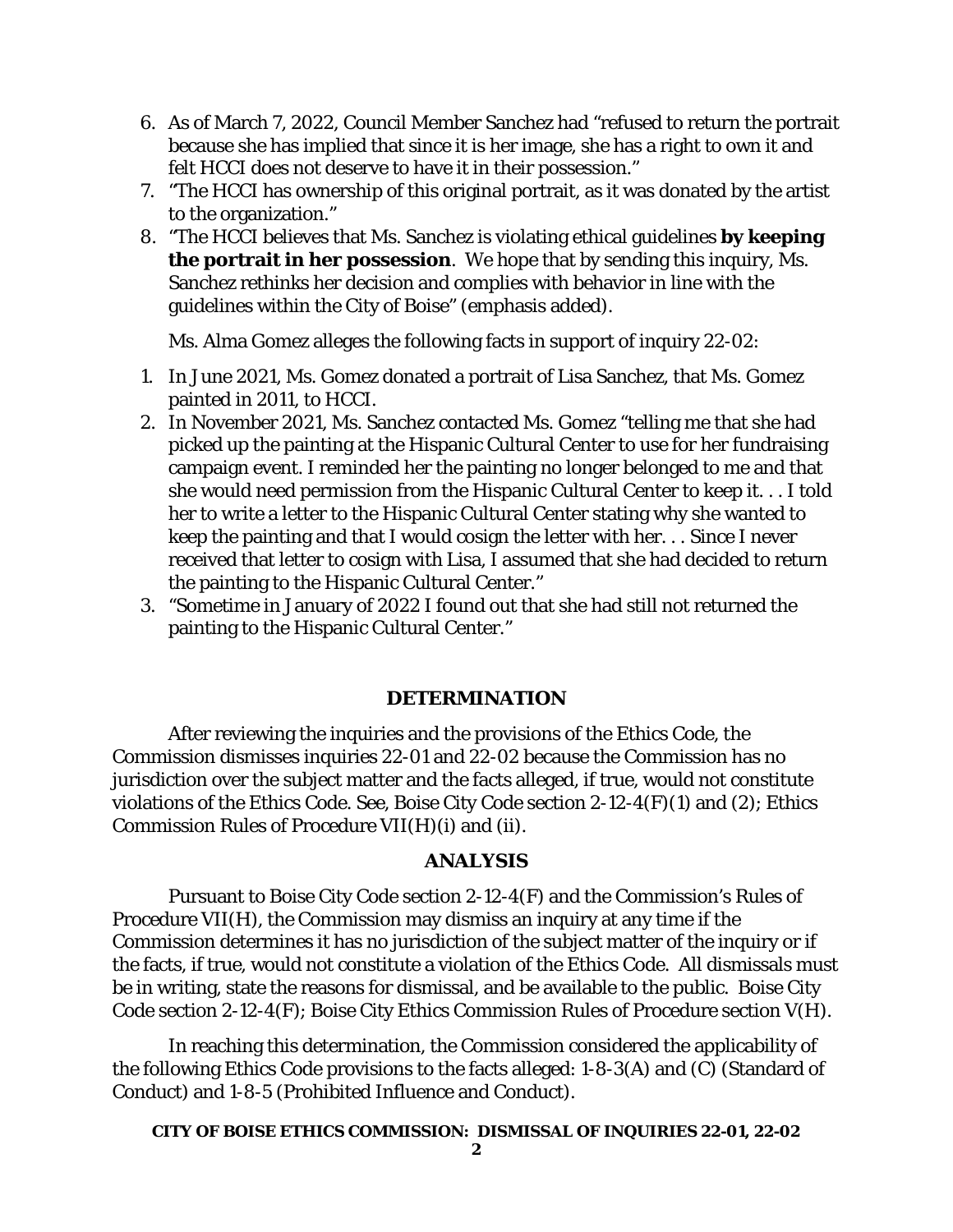6. As of March 7, 2022, Council Member Sanchez had "refused to return the portrait because she has implied that since it is her image, she has a right to own it and felt HCCI does not deserve to have it in their possession."
7. "The HCCI has ownership of this original portrait, as it was donated by the artist to the organization."
8. "The HCCI believes that Ms. Sanchez is violating ethical guidelines **by keeping the portrait in her possession**. We hope that by sending this inquiry, Ms. Sanchez rethinks her decision and complies with behavior in line with the guidelines within the City of Boise" (emphasis added).

Ms. Alma Gomez alleges the following facts in support of inquiry 22-02:

1. In June 2021, Ms. Gomez donated a portrait of Lisa Sanchez, that Ms. Gomez painted in 2011, to HCCI.
2. In November 2021, Ms. Sanchez contacted Ms. Gomez "telling me that she had picked up the painting at the Hispanic Cultural Center to use for her fundraising campaign event. I reminded her the painting no longer belonged to me and that she would need permission from the Hispanic Cultural Center to keep it. . . I told her to write a letter to the Hispanic Cultural Center stating why she wanted to keep the painting and that I would cosign the letter with her. . . Since I never received that letter to cosign with Lisa, I assumed that she had decided to return the painting to the Hispanic Cultural Center."
3. "Sometime in January of 2022 I found out that she had still not returned the painting to the Hispanic Cultural Center."

## DETERMINATION

After reviewing the inquiries and the provisions of the Ethics Code, the Commission dismisses inquiries 22-01 and 22-02 because the Commission has no jurisdiction over the subject matter and the facts alleged, if true, would not constitute violations of the Ethics Code. See, Boise City Code section 2-12-4(F)(1) and (2); Ethics Commission Rules of Procedure VII(H)(i) and (ii).

## ANALYSIS

Pursuant to Boise City Code section 2-12-4(F) and the Commission's Rules of Procedure VII(H), the Commission may dismiss an inquiry at any time if the Commission determines it has no jurisdiction of the subject matter of the inquiry or if the facts, if true, would not constitute a violation of the Ethics Code. All dismissals must be in writing, state the reasons for dismissal, and be available to the public. Boise City Code section 2-12-4(F); Boise City Ethics Commission Rules of Procedure section V(H).

In reaching this determination, the Commission considered the applicability of the following Ethics Code provisions to the facts alleged: 1-8-3(A) and (C) (Standard of Conduct) and 1-8-5 (Prohibited Influence and Conduct).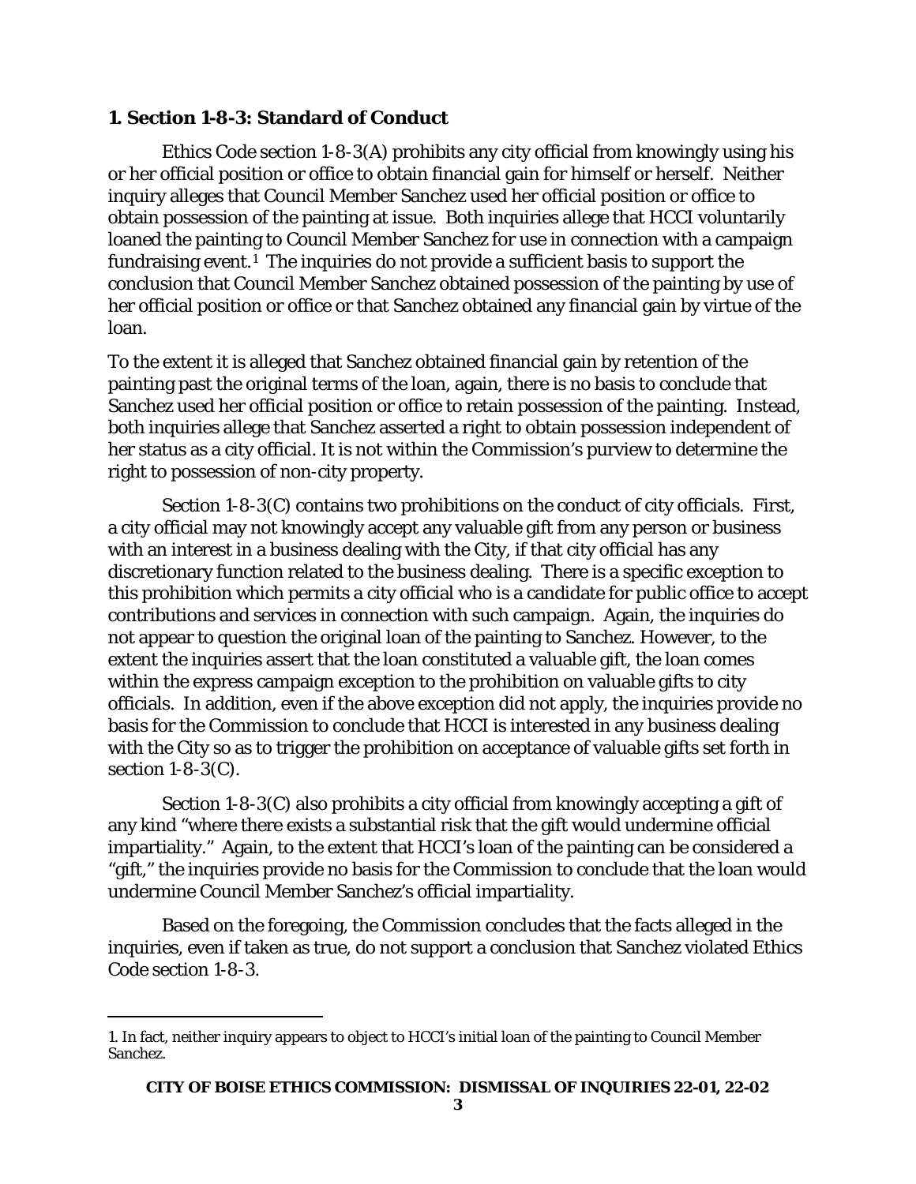## 1. Section 1-8-3: Standard of Conduct

Ethics Code section 1-8-3(A) prohibits any city official from knowingly using his or her official position or office to obtain financial gain for himself or herself. Neither inquiry alleges that Council Member Sanchez used her official position or office to obtain possession of the painting at issue. Both inquiries allege that HCCI voluntarily loaned the painting to Council Member Sanchez for use in connection with a campaign fundraising event.[1] The inquiries do not provide a sufficient basis to support the conclusion that Council Member Sanchez obtained possession of the painting by use of her official position or office or that Sanchez obtained any financial gain by virtue of the loan.

To the extent it is alleged that Sanchez obtained financial gain by retention of the painting past the original terms of the loan, again, there is no basis to conclude that Sanchez used her official position or office to retain possession of the painting. Instead, both inquiries allege that Sanchez asserted a right to obtain possession independent of her status as a city official. It is not within the Commission's purview to determine the right to possession of non-city property.

Section 1-8-3(C) contains two prohibitions on the conduct of city officials. First, a city official may not knowingly accept any valuable gift from any person or business with an interest in a business dealing with the City, if that city official has any discretionary function related to the business dealing. There is a specific exception to this prohibition which permits a city official who is a candidate for public office to accept contributions and services in connection with such campaign. Again, the inquiries do not appear to question the original loan of the painting to Sanchez. However, to the extent the inquiries assert that the loan constituted a valuable gift, the loan comes within the express campaign exception to the prohibition on valuable gifts to city officials. In addition, even if the above exception did not apply, the inquiries provide no basis for the Commission to conclude that HCCI is interested in any business dealing with the City so as to trigger the prohibition on acceptance of valuable gifts set forth in section 1-8-3(C).

Section 1-8-3(C) also prohibits a city official from knowingly accepting a gift of any kind "where there exists a substantial risk that the gift would undermine official impartiality." Again, to the extent that HCCI's loan of the painting can be considered a "gift," the inquiries provide no basis for the Commission to conclude that the loan would undermine Council Member Sanchez's official impartiality.

Based on the foregoing, the Commission concludes that the facts alleged in the inquiries, even if taken as true, do not support a conclusion that Sanchez violated Ethics Code section 1-8-3.

---

1. In fact, neither inquiry appears to object to HCCI's initial loan of the painting to Council Member Sanchez.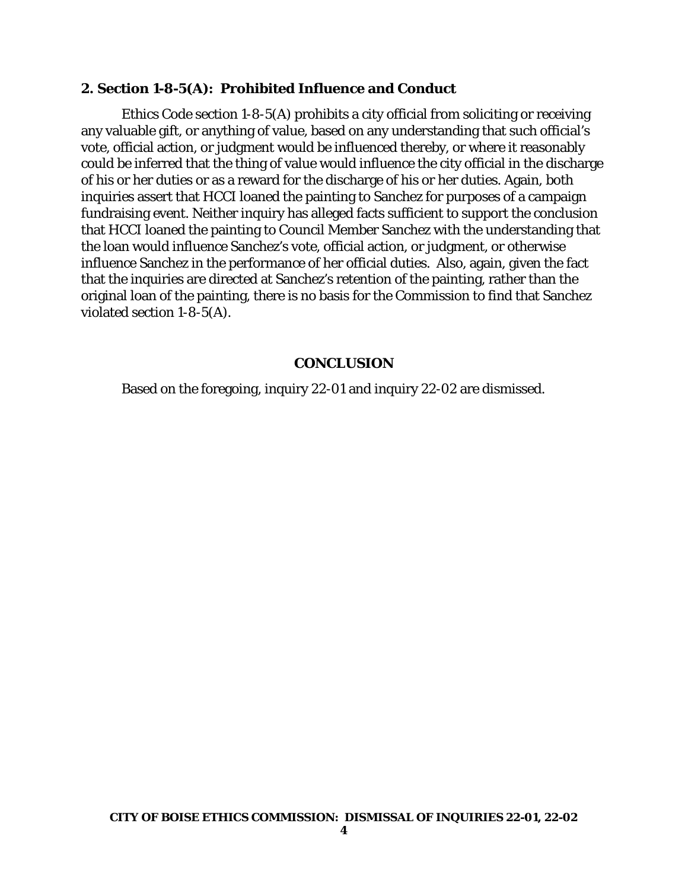## 2. Section 1-8-5(A): Prohibited Influence and Conduct

Ethics Code section 1-8-5(A) prohibits a city official from soliciting or receiving any valuable gift, or anything of value, based on any understanding that such official's vote, official action, or judgment would be influenced thereby, or where it reasonably could be inferred that the thing of value would influence the city official in the discharge of his or her duties or as a reward for the discharge of his or her duties. Again, both inquiries assert that HCCI loaned the painting to Sanchez for purposes of a campaign fundraising event. Neither inquiry has alleged facts sufficient to support the conclusion that HCCI loaned the painting to Council Member Sanchez with the understanding that the loan would influence Sanchez's vote, official action, or judgment, or otherwise influence Sanchez in the performance of her official duties. Also, again, given the fact that the inquiries are directed at Sanchez's retention of the painting, rather than the original loan of the painting, there is no basis for the Commission to find that Sanchez violated section 1-8-5(A).

## CONCLUSION

Based on the foregoing, inquiry 22-01 and inquiry 22-02 are dismissed.